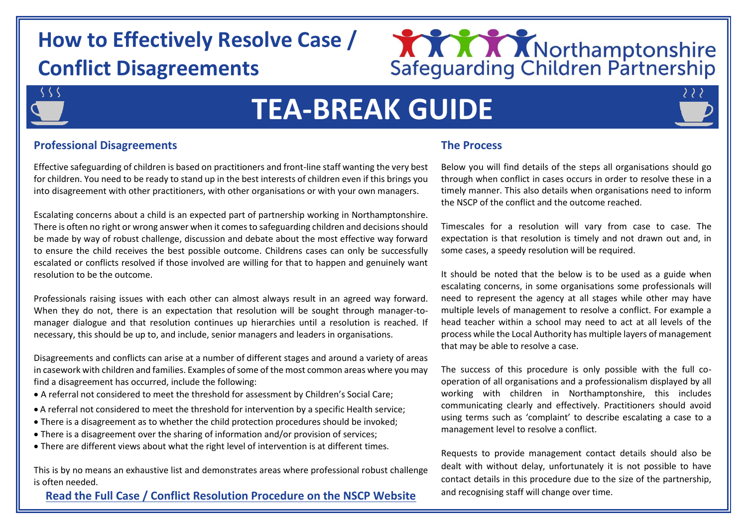# How to Effectively Resolve Case / Conflict Disagreements

Northamptonshire Safeguarding Children Partnership

# TEA-BREAK GUIDE

## Professional Disagreements

Effective safeguarding of children is based on practitioners and front-line staff wanting the very best for children. You need to be ready to stand up in the best interests of children even if this brings you into disagreement with other practitioners, with other organisations or with your own managers.

Escalating concerns about a child is an expected part of partnership working in Northamptonshire. There is often no right or wrong answer when it comes to safeguarding children and decisions should be made by way of robust challenge, discussion and debate about the most effective way forward to ensure the child receives the best possible outcome. Childrens cases can only be successfully escalated or conflicts resolved if those involved are willing for that to happen and genuinely want resolution to be the outcome.

Professionals raising issues with each other can almost always result in an agreed way forward. When they do not, there is an expectation that resolution will be sought through manager-to-manager dialogue and that resolution continues up hierarchies until a resolution is reached. If necessary, this should be up to, and include, senior managers and leaders in organisations.

Disagreements and conflicts can arise at a number of different stages and around a variety of areas in casework with children and families. Examples of some of the most common areas where you may find a disagreement has occurred, include the following:

- A referral not considered to meet the threshold for assessment by Children's Social Care;
- A referral not considered to meet the threshold for intervention by a specific Health service;
- There is a disagreement as to whether the child protection procedures should be invoked;
- There is a disagreement over the sharing of information and/or provision of services;
- There are different views about what the right level of intervention is at different times.

This is by no means an exhaustive list and demonstrates areas where professional robust challenge is often needed.

**Read the Full Case / Conflict Resolution Procedure on the NSCP Website**

## The Process

Below you will find details of the steps all organisations should go through when conflict in cases occurs in order to resolve these in a timely manner. This also details when organisations need to inform the NSCP of the conflict and the outcome reached.

Timescales for a resolution will vary from case to case. The expectation is that resolution is timely and not drawn out and, in some cases, a speedy resolution will be required.

It should be noted that the below is to be used as a guide when escalating concerns, in some organisations some professionals will need to represent the agency at all stages while other may have multiple levels of management to resolve a conflict. For example a head teacher within a school may need to act at all levels of the process while the Local Authority has multiple layers of management that may be able to resolve a case.

The success of this procedure is only possible with the full co-operation of all organisations and a professionalism displayed by all working with children in Northamptonshire, this includes communicating clearly and effectively. Practitioners should avoid using terms such as 'complaint' to describe escalating a case to a management level to resolve a conflict.

Requests to provide management contact details should also be dealt with without delay, unfortunately it is not possible to have contact details in this procedure due to the size of the partnership, and recognising staff will change over time.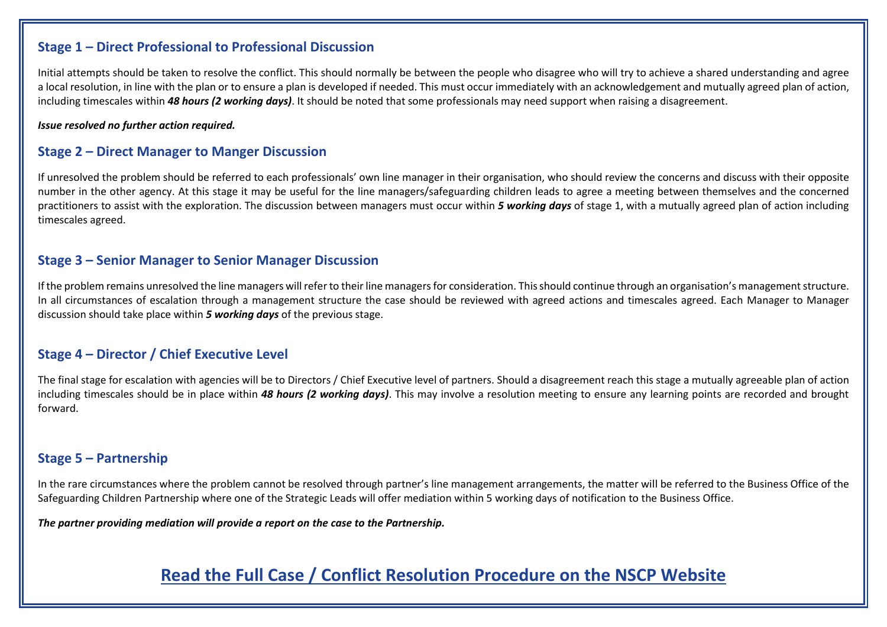### Stage 1 – Direct Professional to Professional Discussion

Initial attempts should be taken to resolve the conflict. This should normally be between the people who disagree who will try to achieve a shared understanding and agree a local resolution, in line with the plan or to ensure a plan is developed if needed. This must occur immediately with an acknowledgement and mutually agreed plan of action, including timescales within ***48 hours (2 working days)***. It should be noted that some professionals may need support when raising a disagreement.

***Issue resolved no further action required.***

### Stage 2 – Direct Manager to Manger Discussion

If unresolved the problem should be referred to each professionals' own line manager in their organisation, who should review the concerns and discuss with their opposite number in the other agency. At this stage it may be useful for the line managers/safeguarding children leads to agree a meeting between themselves and the concerned practitioners to assist with the exploration. The discussion between managers must occur within ***5 working days*** of stage 1, with a mutually agreed plan of action including timescales agreed.

### Stage 3 – Senior Manager to Senior Manager Discussion

If the problem remains unresolved the line managers will refer to their line managers for consideration. This should continue through an organisation's management structure. In all circumstances of escalation through a management structure the case should be reviewed with agreed actions and timescales agreed. Each Manager to Manager discussion should take place within ***5 working days*** of the previous stage.

### Stage 4 – Director / Chief Executive Level

The final stage for escalation with agencies will be to Directors / Chief Executive level of partners. Should a disagreement reach this stage a mutually agreeable plan of action including timescales should be in place within ***48 hours (2 working days)***. This may involve a resolution meeting to ensure any learning points are recorded and brought forward.

### Stage 5 – Partnership

In the rare circumstances where the problem cannot be resolved through partner's line management arrangements, the matter will be referred to the Business Office of the Safeguarding Children Partnership where one of the Strategic Leads will offer mediation within 5 working days of notification to the Business Office.

***The partner providing mediation will provide a report on the case to the Partnership.***

## Read the Full Case / Conflict Resolution Procedure on the NSCP Website